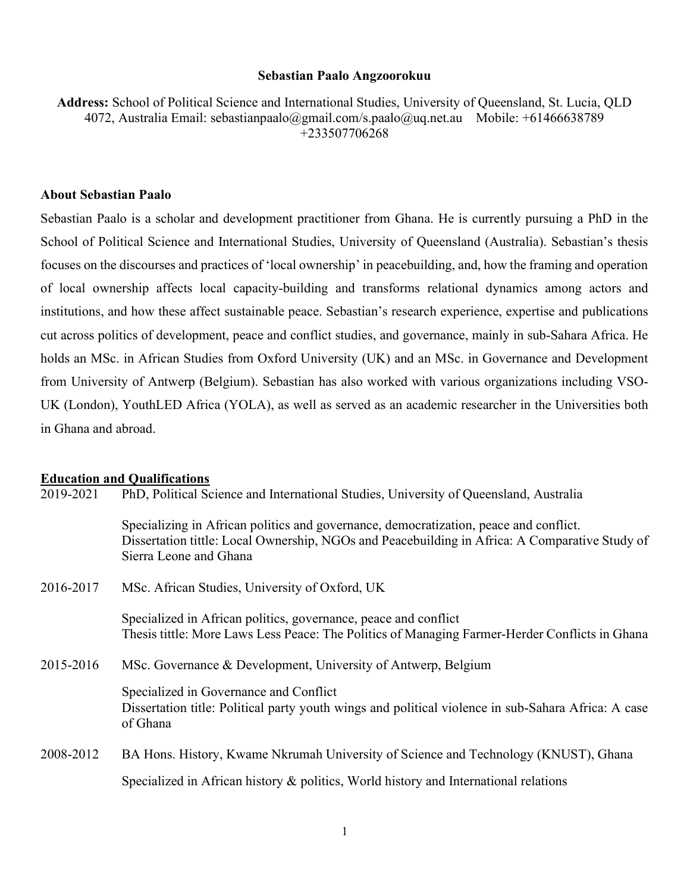# Sebastian Paalo Angzoorokuu

**Address:** School of Political Science and International Studies, University of Queensland, St. Lucia, QLD 4072, Australia Email: sebastianpaalo@gmail.com/s.paalo@uq.net.au Mobile: +61466638789 +233507706268

## About Sebastian Paalo

Sebastian Paalo is a scholar and development practitioner from Ghana. He is currently pursuing a PhD in the School of Political Science and International Studies, University of Queensland (Australia). Sebastian's thesis focuses on the discourses and practices of 'local ownership' in peacebuilding, and, how the framing and operation of local ownership affects local capacity-building and transforms relational dynamics among actors and institutions, and how these affect sustainable peace. Sebastian's research experience, expertise and publications cut across politics of development, peace and conflict studies, and governance, mainly in sub-Sahara Africa. He holds an MSc. in African Studies from Oxford University (UK) and an MSc. in Governance and Development from University of Antwerp (Belgium). Sebastian has also worked with various organizations including VSO-UK (London), YouthLED Africa (YOLA), as well as served as an academic researcher in the Universities both in Ghana and abroad.

## Education and Qualifications

**2019-2021** PhD, Political Science and International Studies, University of Queensland, Australia

Specializing in African politics and governance, democratization, peace and conflict.
Dissertation tittle: Local Ownership, NGOs and Peacebuilding in Africa: A Comparative Study of Sierra Leone and Ghana

**2016-2017** MSc. African Studies, University of Oxford, UK

Specialized in African politics, governance, peace and conflict
Thesis tittle: More Laws Less Peace: The Politics of Managing Farmer-Herder Conflicts in Ghana

**2015-2016** MSc. Governance & Development, University of Antwerp, Belgium

Specialized in Governance and Conflict
Dissertation title: Political party youth wings and political violence in sub-Sahara Africa: A case of Ghana

**2008-2012** BA Hons. History, Kwame Nkrumah University of Science and Technology (KNUST), Ghana

Specialized in African history & politics, World history and International relations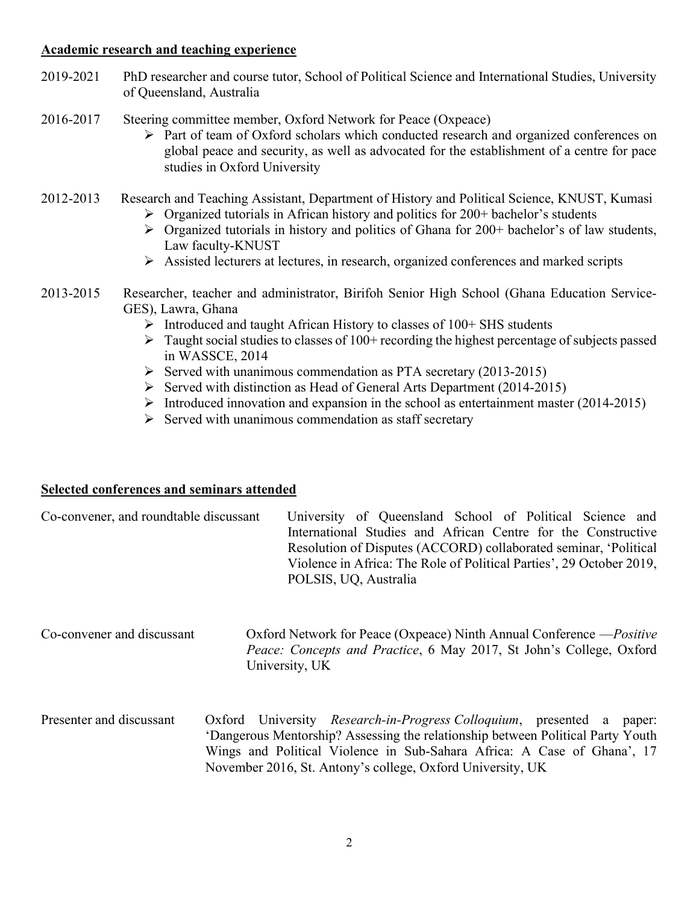**Academic research and teaching experience**

2019-2021 PhD researcher and course tutor, School of Political Science and International Studies, University of Queensland, Australia

2016-2017 Steering committee member, Oxford Network for Peace (Oxpeace)

- Part of team of Oxford scholars which conducted research and organized conferences on global peace and security, as well as advocated for the establishment of a centre for pace studies in Oxford University

2012-2013 Research and Teaching Assistant, Department of History and Political Science, KNUST, Kumasi

- Organized tutorials in African history and politics for 200+ bachelor's students
- Organized tutorials in history and politics of Ghana for 200+ bachelor's of law students, Law faculty-KNUST
- Assisted lecturers at lectures, in research, organized conferences and marked scripts

2013-2015 Researcher, teacher and administrator, Birifoh Senior High School (Ghana Education Service-GES), Lawra, Ghana

- Introduced and taught African History to classes of 100+ SHS students
- Taught social studies to classes of 100+ recording the highest percentage of subjects passed in WASSCE, 2014
- Served with unanimous commendation as PTA secretary (2013-2015)
- Served with distinction as Head of General Arts Department (2014-2015)
- Introduced innovation and expansion in the school as entertainment master (2014-2015)
- Served with unanimous commendation as staff secretary

**Selected conferences and seminars attended**

Co-convener, and roundtable discussant — University of Queensland School of Political Science and International Studies and African Centre for the Constructive Resolution of Disputes (ACCORD) collaborated seminar, 'Political Violence in Africa: The Role of Political Parties', 29 October 2019, POLSIS, UQ, Australia

Co-convener and discussant — Oxford Network for Peace (Oxpeace) Ninth Annual Conference —*Positive Peace: Concepts and Practice*, 6 May 2017, St John's College, Oxford University, UK

Presenter and discussant — Oxford University *Research-in-Progress Colloquium*, presented a paper: 'Dangerous Mentorship? Assessing the relationship between Political Party Youth Wings and Political Violence in Sub-Sahara Africa: A Case of Ghana', 17 November 2016, St. Antony's college, Oxford University, UK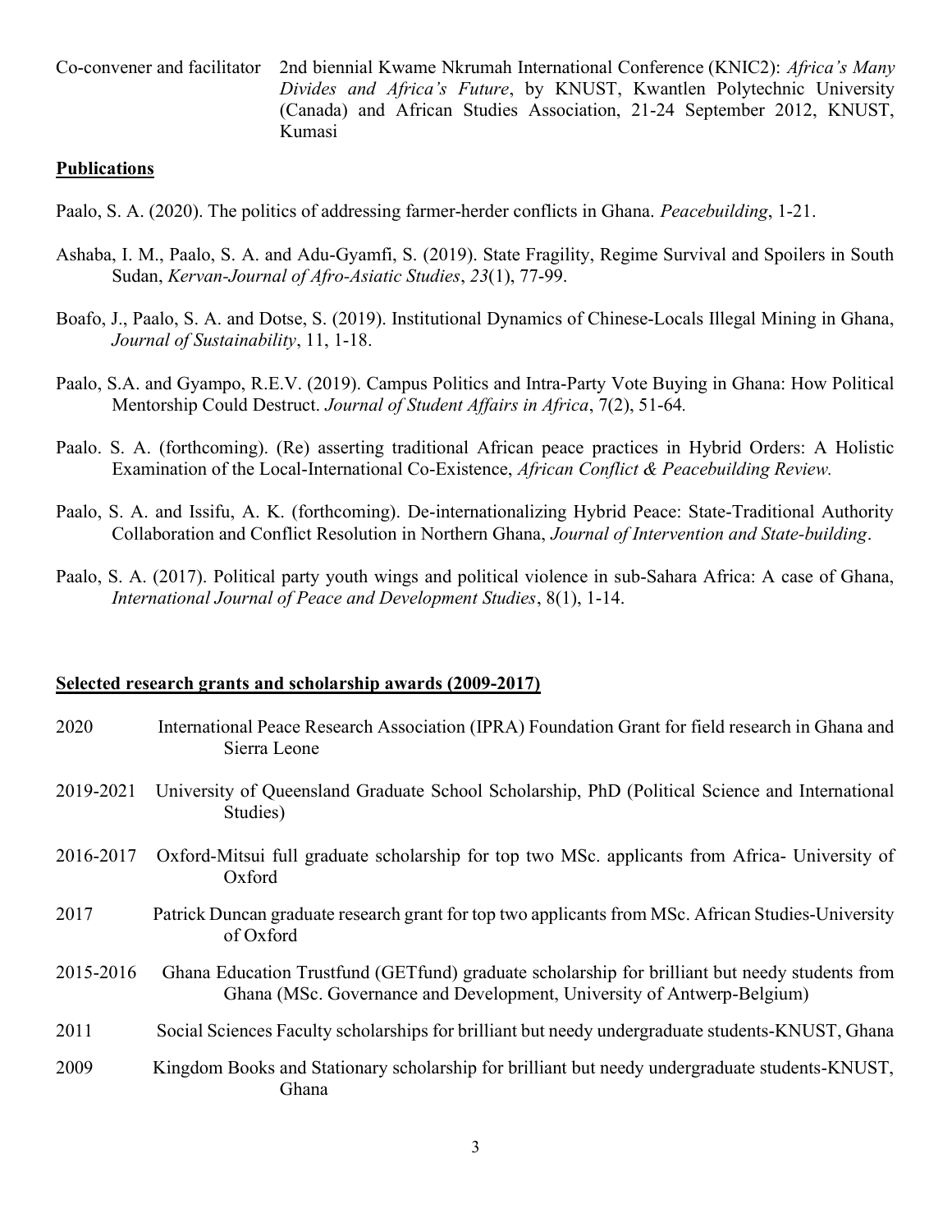Co-convener and facilitator 2nd biennial Kwame Nkrumah International Conference (KNIC2): *Africa's Many Divides and Africa's Future*, by KNUST, Kwantlen Polytechnic University (Canada) and African Studies Association, 21-24 September 2012, KNUST, Kumasi

## Publications

Paalo, S. A. (2020). The politics of addressing farmer-herder conflicts in Ghana. *Peacebuilding*, 1-21.

Ashaba, I. M., Paalo, S. A. and Adu-Gyamfi, S. (2019). State Fragility, Regime Survival and Spoilers in South Sudan, *Kervan-Journal of Afro-Asiatic Studies*, *23*(1), 77-99.

Boafo, J., Paalo, S. A. and Dotse, S. (2019). Institutional Dynamics of Chinese-Locals Illegal Mining in Ghana, *Journal of Sustainability*, 11, 1-18.

Paalo, S.A. and Gyampo, R.E.V. (2019). Campus Politics and Intra-Party Vote Buying in Ghana: How Political Mentorship Could Destruct. *Journal of Student Affairs in Africa*, 7(2), 51-64.

Paalo. S. A. (forthcoming). (Re) asserting traditional African peace practices in Hybrid Orders: A Holistic Examination of the Local-International Co-Existence, *African Conflict & Peacebuilding Review.*

Paalo, S. A. and Issifu, A. K. (forthcoming). De-internationalizing Hybrid Peace: State-Traditional Authority Collaboration and Conflict Resolution in Northern Ghana, *Journal of Intervention and State-building*.

Paalo, S. A. (2017). Political party youth wings and political violence in sub-Sahara Africa: A case of Ghana, *International Journal of Peace and Development Studies*, 8(1), 1-14.

## Selected research grants and scholarship awards (2009-2017)

2020 International Peace Research Association (IPRA) Foundation Grant for field research in Ghana and Sierra Leone

2019-2021 University of Queensland Graduate School Scholarship, PhD (Political Science and International Studies)

2016-2017 Oxford-Mitsui full graduate scholarship for top two MSc. applicants from Africa- University of Oxford

2017 Patrick Duncan graduate research grant for top two applicants from MSc. African Studies-University of Oxford

2015-2016 Ghana Education Trustfund (GETfund) graduate scholarship for brilliant but needy students from Ghana (MSc. Governance and Development, University of Antwerp-Belgium)

2011 Social Sciences Faculty scholarships for brilliant but needy undergraduate students-KNUST, Ghana

2009 Kingdom Books and Stationary scholarship for brilliant but needy undergraduate students-KNUST, Ghana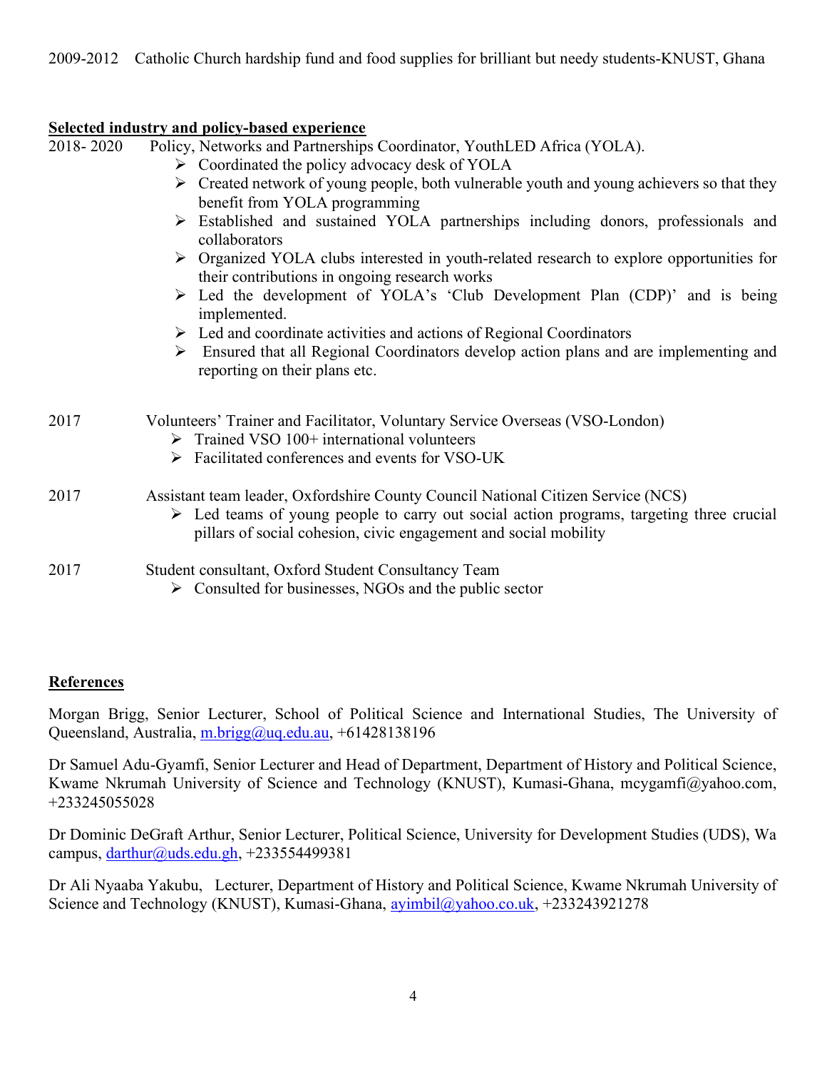2009-2012 Catholic Church hardship fund and food supplies for brilliant but needy students-KNUST, Ghana

## Selected industry and policy-based experience

2018- 2020 Policy, Networks and Partnerships Coordinator, YouthLED Africa (YOLA).

- Coordinated the policy advocacy desk of YOLA
- Created network of young people, both vulnerable youth and young achievers so that they benefit from YOLA programming
- Established and sustained YOLA partnerships including donors, professionals and collaborators
- Organized YOLA clubs interested in youth-related research to explore opportunities for their contributions in ongoing research works
- Led the development of YOLA's 'Club Development Plan (CDP)' and is being implemented.
- Led and coordinate activities and actions of Regional Coordinators
- Ensured that all Regional Coordinators develop action plans and are implementing and reporting on their plans etc.

2017 Volunteers' Trainer and Facilitator, Voluntary Service Overseas (VSO-London)

- Trained VSO 100+ international volunteers
- Facilitated conferences and events for VSO-UK

2017 Assistant team leader, Oxfordshire County Council National Citizen Service (NCS)

- Led teams of young people to carry out social action programs, targeting three crucial pillars of social cohesion, civic engagement and social mobility

2017 Student consultant, Oxford Student Consultancy Team

- Consulted for businesses, NGOs and the public sector

## References

Morgan Brigg, Senior Lecturer, School of Political Science and International Studies, The University of Queensland, Australia, m.brigg@uq.edu.au, +61428138196

Dr Samuel Adu-Gyamfi, Senior Lecturer and Head of Department, Department of History and Political Science, Kwame Nkrumah University of Science and Technology (KNUST), Kumasi-Ghana, mcygamfi@yahoo.com, +233245055028

Dr Dominic DeGraft Arthur, Senior Lecturer, Political Science, University for Development Studies (UDS), Wa campus, darthur@uds.edu.gh, +233554499381

Dr Ali Nyaaba Yakubu, Lecturer, Department of History and Political Science, Kwame Nkrumah University of Science and Technology (KNUST), Kumasi-Ghana, ayimbil@yahoo.co.uk, +233243921278